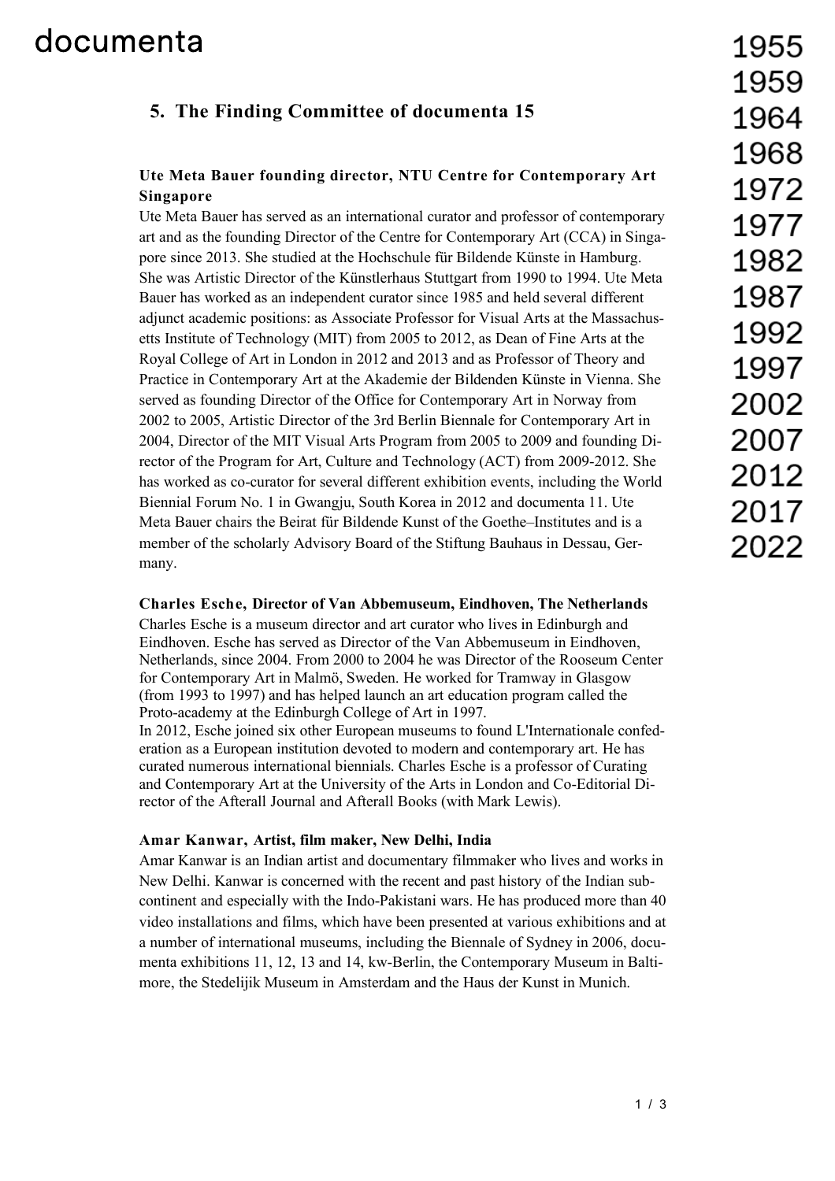## 5. The Finding Committee of documenta 15

### Ute Meta Bauer founding director, NTU Centre for Contemporary Art Singapore

Ute Meta Bauer has served as an international curator and professor of contemporary art and as the founding Director of the Centre for Contemporary Art (CCA) in Singapore since 2013. She studied at the Hochschule für Bildende Künste in Hamburg. She was Artistic Director of the Künstlerhaus Stuttgart from 1990 to 1994. Ute Meta Bauer has worked as an independent curator since 1985 and held several different adjunct academic positions: as Associate Professor for Visual Arts at the Massachusetts Institute of Technology (MIT) from 2005 to 2012, as Dean of Fine Arts at the Royal College of Art in London in 2012 and 2013 and as Professor of Theory and Practice in Contemporary Art at the Akademie der Bildenden Künste in Vienna. She served as founding Director of the Office for Contemporary Art in Norway from 2002 to 2005, Artistic Director of the 3rd Berlin Biennale for Contemporary Art in 2004, Director of the MIT Visual Arts Program from 2005 to 2009 and founding Director of the Program for Art, Culture and Technology (ACT) from 2009-2012. She has worked as co-curator for several different exhibition events, including the World Biennial Forum No. 1 in Gwangju, South Korea in 2012 and documenta 11. Ute Meta Bauer chairs the Beirat für Bildende Kunst of the Goethe–Institutes and is a member of the scholarly Advisory Board of the Stiftung Bauhaus in Dessau, Germany.

### Charles Esche, Director of Van Abbemuseum, Eindhoven, The Netherlands

Charles Esche is a museum director and art curator who lives in Edinburgh and Eindhoven. Esche has served as Director of the Van Abbemuseum in Eindhoven, Netherlands, since 2004. From 2000 to 2004 he was Director of the Rooseum Center for Contemporary Art in Malmö, Sweden. He worked for Tramway in Glasgow (from 1993 to 1997) and has helped launch an art education program called the Proto-academy at the Edinburgh College of Art in 1997.

In 2012, Esche joined six other European museums to found L'Internationale confederation as a European institution devoted to modern and contemporary art. He has curated numerous international biennials. Charles Esche is a professor of Curating and Contemporary Art at the University of the Arts in London and Co-Editorial Director of the Afterall Journal and Afterall Books (with Mark Lewis).

### Amar Kanwar, Artist, film maker, New Delhi, India

Amar Kanwar is an Indian artist and documentary filmmaker who lives and works in New Delhi. Kanwar is concerned with the recent and past history of the Indian subcontinent and especially with the Indo-Pakistani wars. He has produced more than 40 video installations and films, which have been presented at various exhibitions and at a number of international museums, including the Biennale of Sydney in 2006, documenta exhibitions 11, 12, 13 and 14, kw-Berlin, the Contemporary Museum in Baltimore, the Stedelijik Museum in Amsterdam and the Haus der Kunst in Munich.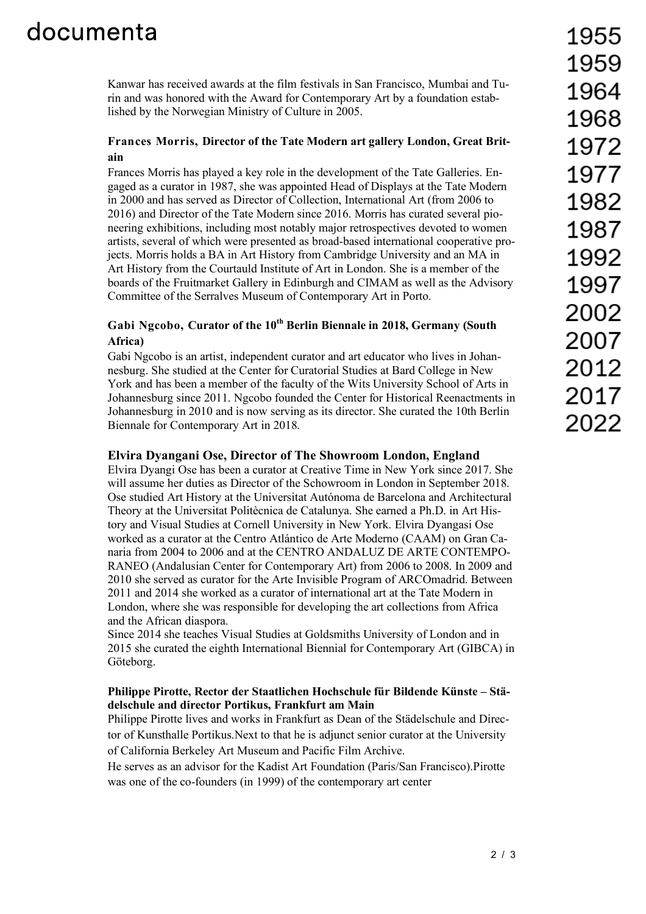Kanwar has received awards at the film festivals in San Francisco, Mumbai and Turin and was honored with the Award for Contemporary Art by a foundation established by the Norwegian Ministry of Culture in 2005.

**Frances Morris, Director of the Tate Modern art gallery London, Great Britain**

Frances Morris has played a key role in the development of the Tate Galleries. Engaged as a curator in 1987, she was appointed Head of Displays at the Tate Modern in 2000 and has served as Director of Collection, International Art (from 2006 to 2016) and Director of the Tate Modern since 2016. Morris has curated several pioneering exhibitions, including most notably major retrospectives devoted to women artists, several of which were presented as broad-based international cooperative projects. Morris holds a BA in Art History from Cambridge University and an MA in Art History from the Courtauld Institute of Art in London. She is a member of the boards of the Fruitmarket Gallery in Edinburgh and CIMAM as well as the Advisory Committee of the Serralves Museum of Contemporary Art in Porto.

**Gabi Ngcobo, Curator of the 10th Berlin Biennale in 2018, Germany (South Africa)**

Gabi Ngcobo is an artist, independent curator and art educator who lives in Johannesburg. She studied at the Center for Curatorial Studies at Bard College in New York and has been a member of the faculty of the Wits University School of Arts in Johannesburg since 2011. Ngcobo founded the Center for Historical Reenactments in Johannesburg in 2010 and is now serving as its director. She curated the 10th Berlin Biennale for Contemporary Art in 2018.

**Elvira Dyangani Ose, Director of The Showroom London, England**

Elvira Dyangi Ose has been a curator at Creative Time in New York since 2017. She will assume her duties as Director of the Schowroom in London in September 2018. Ose studied Art History at the Universitat Autónoma de Barcelona and Architectural Theory at the Universitat Politècnica de Catalunya. She earned a Ph.D. in Art History and Visual Studies at Cornell University in New York. Elvira Dyangasi Ose worked as a curator at the Centro Atlántico de Arte Moderno (CAAM) on Gran Canaria from 2004 to 2006 and at the CENTRO ANDALUZ DE ARTE CONTEMPORANEO (Andalusian Center for Contemporary Art) from 2006 to 2008. In 2009 and 2010 she served as curator for the Arte Invisible Program of ARCOmadrid. Between 2011 and 2014 she worked as a curator of international art at the Tate Modern in London, where she was responsible for developing the art collections from Africa and the African diaspora.

Since 2014 she teaches Visual Studies at Goldsmiths University of London and in 2015 she curated the eighth International Biennial for Contemporary Art (GIBCA) in Göteborg.

**Philippe Pirotte, Rector der Staatlichen Hochschule für Bildende Künste – Städelschule and director Portikus, Frankfurt am Main**

Philippe Pirotte lives and works in Frankfurt as Dean of the Städelschule and Director of Kunsthalle Portikus.Next to that he is adjunct senior curator at the University of California Berkeley Art Museum and Pacific Film Archive.

He serves as an advisor for the Kadist Art Foundation (Paris/San Francisco).Pirotte was one of the co-founders (in 1999) of the contemporary art center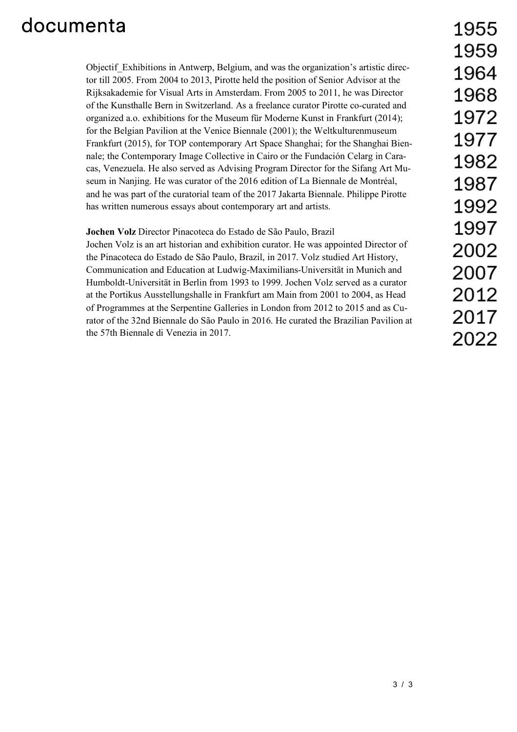Objectif_Exhibitions in Antwerp, Belgium, and was the organization's artistic director till 2005. From 2004 to 2013, Pirotte held the position of Senior Advisor at the Rijksakademie for Visual Arts in Amsterdam. From 2005 to 2011, he was Director of the Kunsthalle Bern in Switzerland. As a freelance curator Pirotte co-curated and organized a.o. exhibitions for the Museum für Moderne Kunst in Frankfurt (2014); for the Belgian Pavilion at the Venice Biennale (2001); the Weltkulturenmuseum Frankfurt (2015), for TOP contemporary Art Space Shanghai; for the Shanghai Biennale; the Contemporary Image Collective in Cairo or the Fundación Celarg in Caracas, Venezuela. He also served as Advising Program Director for the Sifang Art Museum in Nanjing. He was curator of the 2016 edition of La Biennale de Montréal, and he was part of the curatorial team of the 2017 Jakarta Biennale. Philippe Pirotte has written numerous essays about contemporary art and artists.

**Jochen Volz** Director Pinacoteca do Estado de São Paulo, Brazil
Jochen Volz is an art historian and exhibition curator. He was appointed Director of the Pinacoteca do Estado de São Paulo, Brazil, in 2017. Volz studied Art History, Communication and Education at Ludwig-Maximilians-Universität in Munich and Humboldt-Universität in Berlin from 1993 to 1999. Jochen Volz served as a curator at the Portikus Ausstellungshalle in Frankfurt am Main from 2001 to 2004, as Head of Programmes at the Serpentine Galleries in London from 2012 to 2015 and as Curator of the 32nd Biennale do São Paulo in 2016. He curated the Brazilian Pavilion at the 57th Biennale di Venezia in 2017.